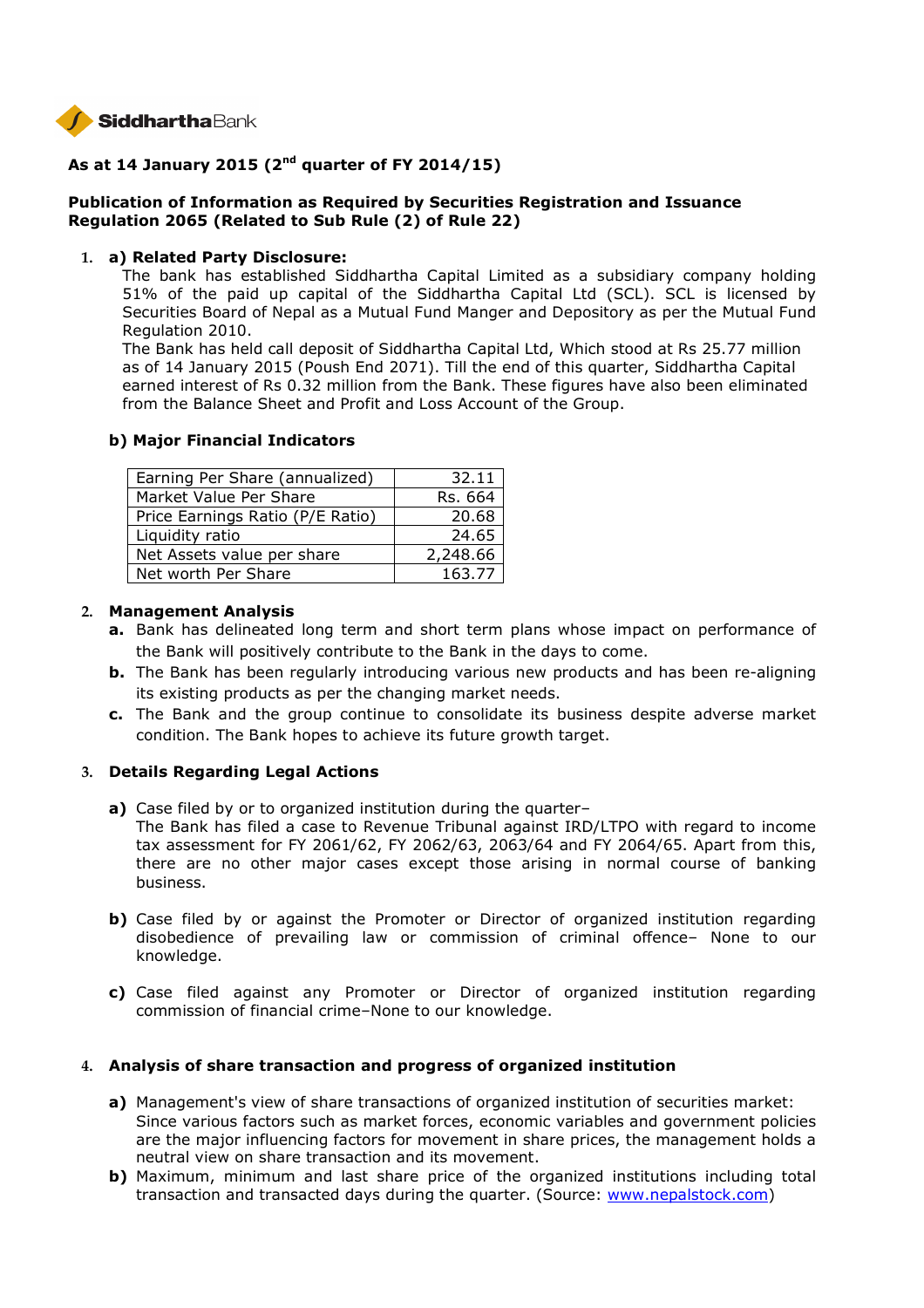SiddharthaBank

# As at 14 January 2015 (2nd quarter of FY 2014/15)

## Publication of Information as Required by Securities Registration and Issuance Regulation 2065 (Related to Sub Rule (2) of Rule 22)

1. **a) Related Party Disclosure:**

   The bank has established Siddhartha Capital Limited as a subsidiary company holding 51% of the paid up capital of the Siddhartha Capital Ltd (SCL). SCL is licensed by Securities Board of Nepal as a Mutual Fund Manger and Depository as per the Mutual Fund Regulation 2010.

   The Bank has held call deposit of Siddhartha Capital Ltd, Which stood at Rs 25.77 million as of 14 January 2015 (Poush End 2071). Till the end of this quarter, Siddhartha Capital earned interest of Rs 0.32 million from the Bank. These figures have also been eliminated from the Balance Sheet and Profit and Loss Account of the Group.

   **b) Major Financial Indicators**

| | |
|---|---|
| Earning Per Share (annualized) | 32.11 |
| Market Value Per Share | Rs. 664 |
| Price Earnings Ratio (P/E Ratio) | 20.68 |
| Liquidity ratio | 24.65 |
| Net Assets value per share | 2,248.66 |
| Net worth Per Share | 163.77 |

2. **Management Analysis**
   - **a.** Bank has delineated long term and short term plans whose impact on performance of the Bank will positively contribute to the Bank in the days to come.
   - **b.** The Bank has been regularly introducing various new products and has been re-aligning its existing products as per the changing market needs.
   - **c.** The Bank and the group continue to consolidate its business despite adverse market condition. The Bank hopes to achieve its future growth target.

3. **Details Regarding Legal Actions**

   **a)** Case filed by or to organized institution during the quarter–
   The Bank has filed a case to Revenue Tribunal against IRD/LTPO with regard to income tax assessment for FY 2061/62, FY 2062/63, 2063/64 and FY 2064/65. Apart from this, there are no other major cases except those arising in normal course of banking business.

   **b)** Case filed by or against the Promoter or Director of organized institution regarding disobedience of prevailing law or commission of criminal offence– None to our knowledge.

   **c)** Case filed against any Promoter or Director of organized institution regarding commission of financial crime–None to our knowledge.

4. **Analysis of share transaction and progress of organized institution**

   **a)** Management's view of share transactions of organized institution of securities market:
   Since various factors such as market forces, economic variables and government policies are the major influencing factors for movement in share prices, the management holds a neutral view on share transaction and its movement.

   **b)** Maximum, minimum and last share price of the organized institutions including total transaction and transacted days during the quarter. (Source: www.nepalstock.com)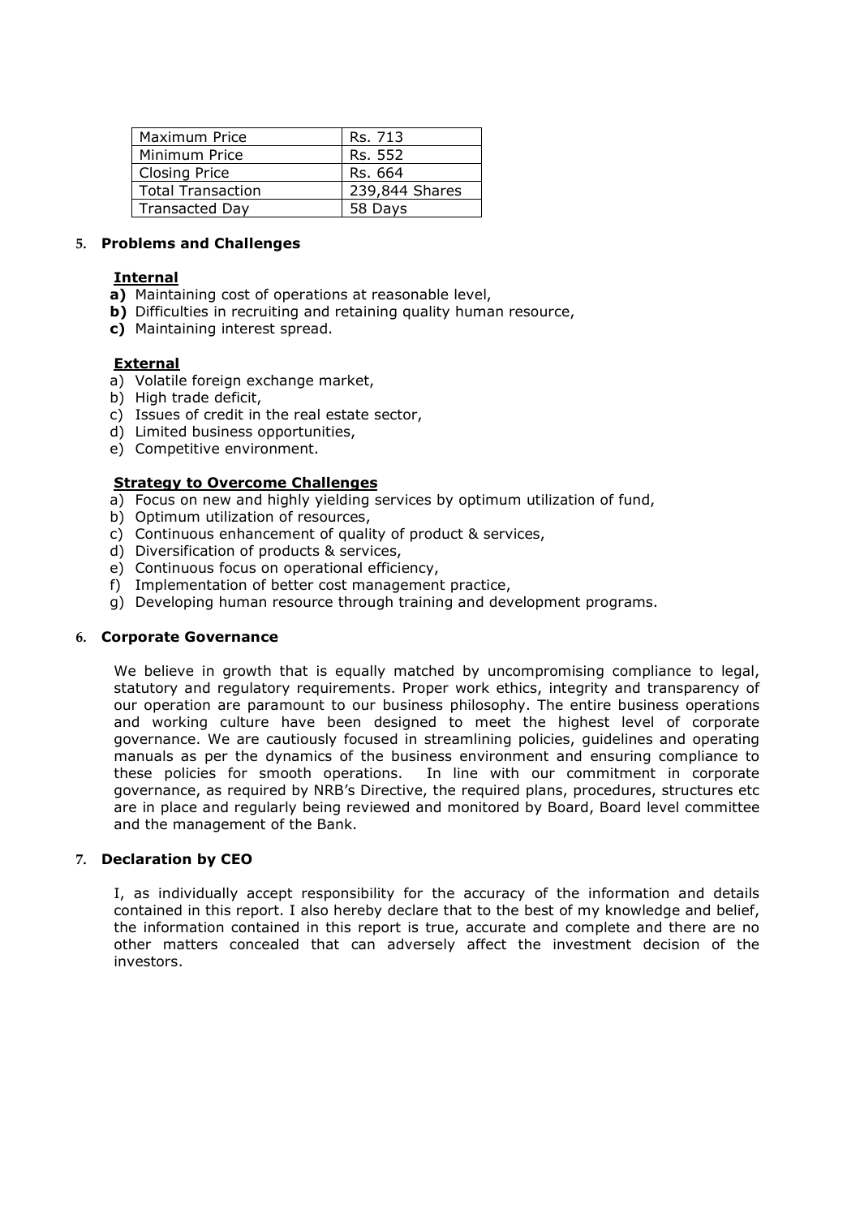| | |
|---|---|
| Maximum Price | Rs. 713 |
| Minimum Price | Rs. 552 |
| Closing Price | Rs. 664 |
| Total Transaction | 239,844 Shares |
| Transacted Day | 58 Days |

## 5. Problems and Challenges

**Internal**

**a)** Maintaining cost of operations at reasonable level,
**b)** Difficulties in recruiting and retaining quality human resource,
**c)** Maintaining interest spread.

**External**

a) Volatile foreign exchange market,
b) High trade deficit,
c) Issues of credit in the real estate sector,
d) Limited business opportunities,
e) Competitive environment.

**Strategy to Overcome Challenges**

a) Focus on new and highly yielding services by optimum utilization of fund,
b) Optimum utilization of resources,
c) Continuous enhancement of quality of product & services,
d) Diversification of products & services,
e) Continuous focus on operational efficiency,
f) Implementation of better cost management practice,
g) Developing human resource through training and development programs.

## 6. Corporate Governance

We believe in growth that is equally matched by uncompromising compliance to legal, statutory and regulatory requirements. Proper work ethics, integrity and transparency of our operation are paramount to our business philosophy. The entire business operations and working culture have been designed to meet the highest level of corporate governance. We are cautiously focused in streamlining policies, guidelines and operating manuals as per the dynamics of the business environment and ensuring compliance to these policies for smooth operations. In line with our commitment in corporate governance, as required by NRB's Directive, the required plans, procedures, structures etc are in place and regularly being reviewed and monitored by Board, Board level committee and the management of the Bank.

## 7. Declaration by CEO

I, as individually accept responsibility for the accuracy of the information and details contained in this report. I also hereby declare that to the best of my knowledge and belief, the information contained in this report is true, accurate and complete and there are no other matters concealed that can adversely affect the investment decision of the investors.